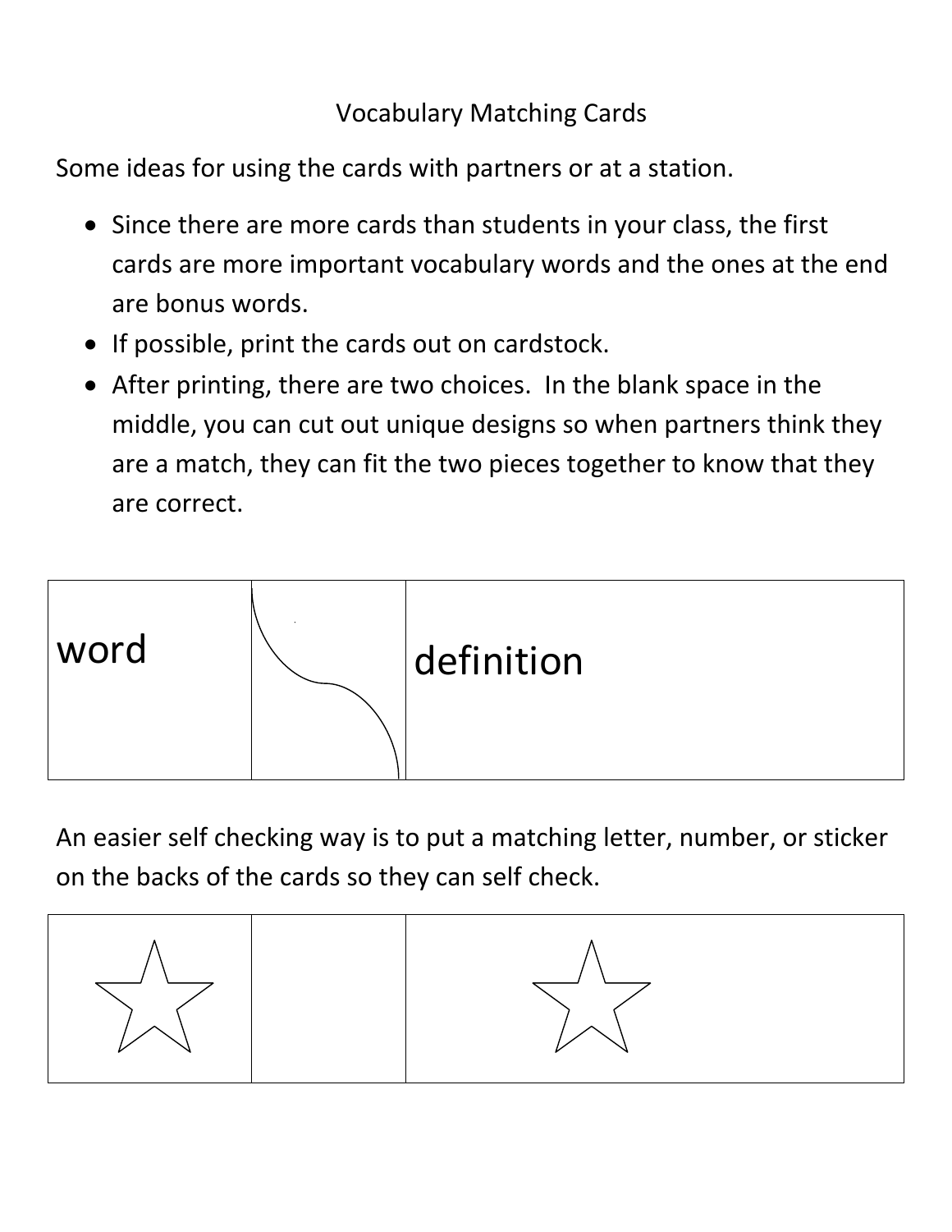Vocabulary Matching Cards

Some ideas for using the cards with partners or at a station.

- Since there are more cards than students in your class, the first cards are more important vocabulary words and the ones at the end are bonus words.
- If possible, print the cards out on cardstock.
- After printing, there are two choices. In the blank space in the middle, you can cut out unique designs so when partners think they are a match, they can fit the two pieces together to know that they are correct.

| word | | definition |
| --- | --- | --- |

An easier self checking way is to put a matching letter, number, or sticker on the backs of the cards so they can self check.

| ☆ | | ☆ |
| --- | --- | --- |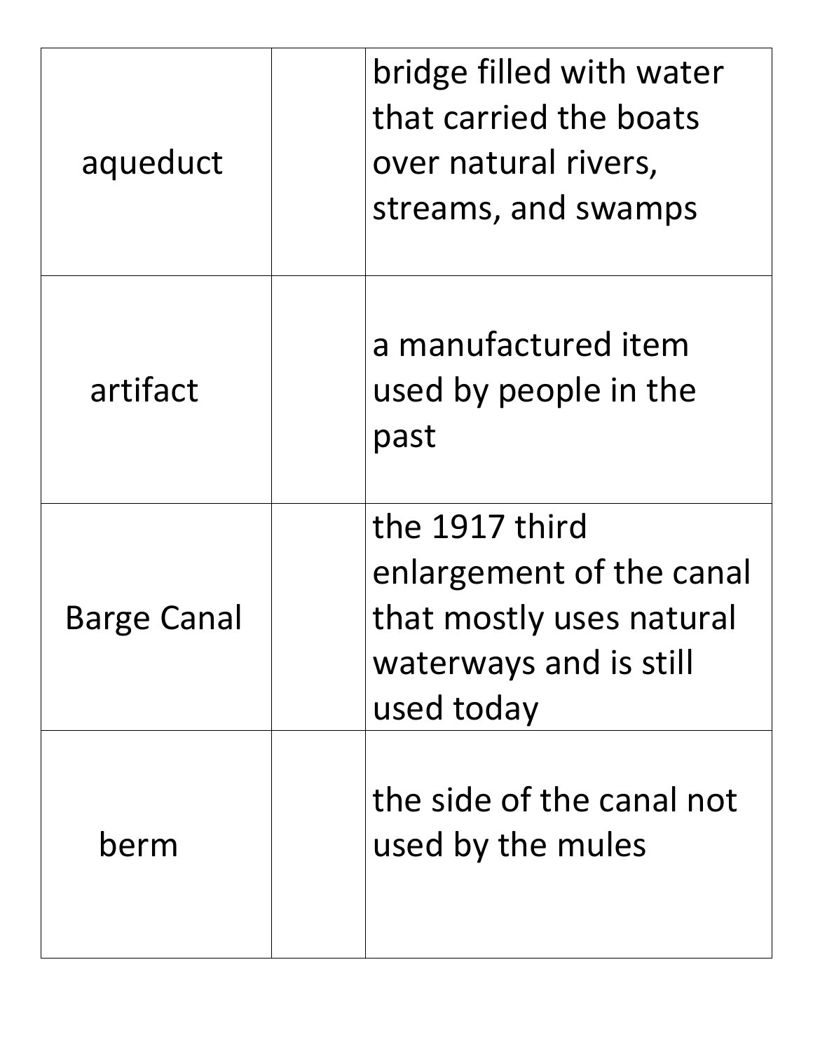| | | |
|---|---|---|
| aqueduct | | bridge filled with water that carried the boats over natural rivers, streams, and swamps |
| artifact | | a manufactured item used by people in the past |
| Barge Canal | | the 1917 third enlargement of the canal that mostly uses natural waterways and is still used today |
| berm | | the side of the canal not used by the mules |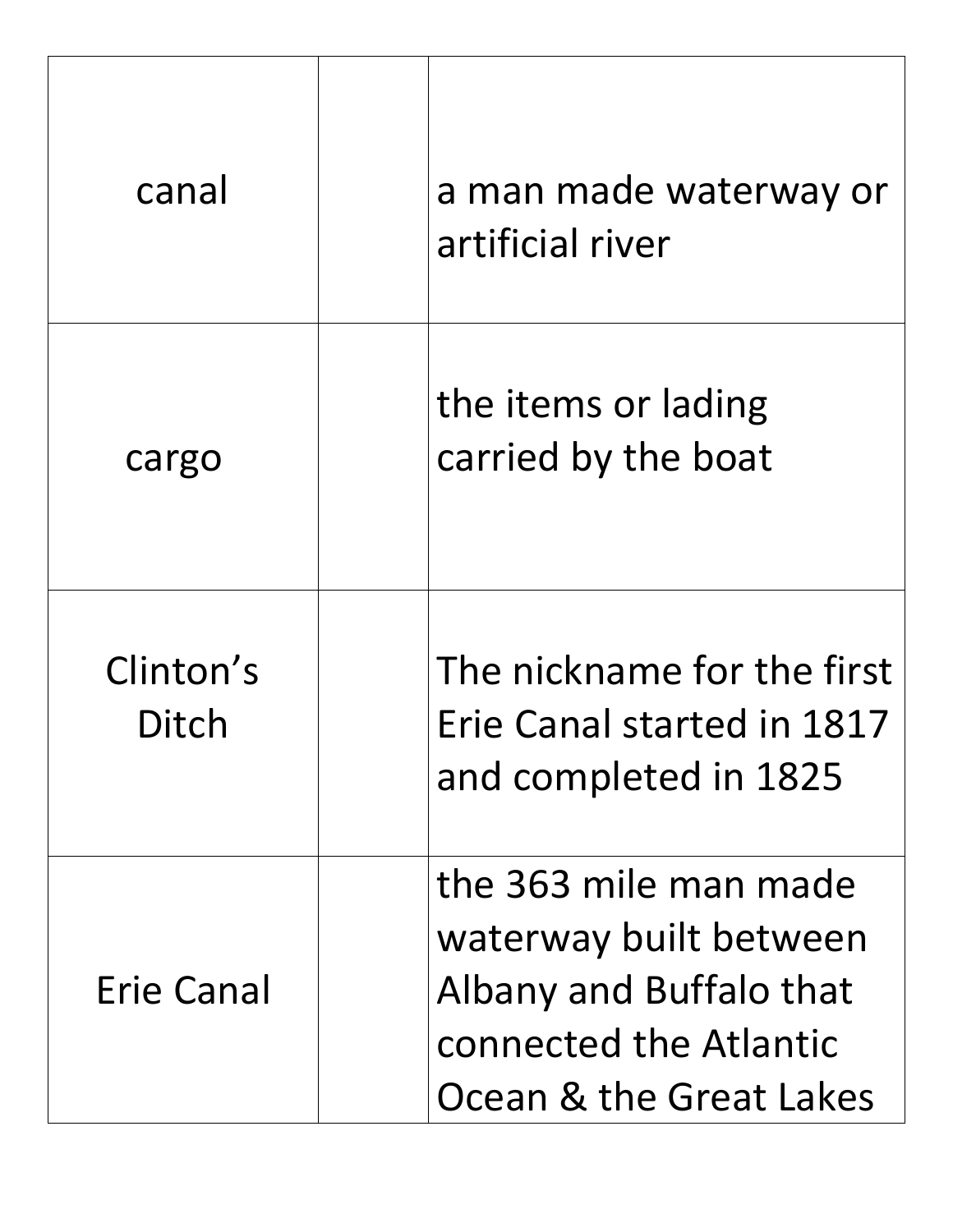| | | |
|---|---|---|
| canal | | a man made waterway or artificial river |
| cargo | | the items or lading carried by the boat |
| Clinton's Ditch | | The nickname for the first Erie Canal started in 1817 and completed in 1825 |
| Erie Canal | | the 363 mile man made waterway built between Albany and Buffalo that connected the Atlantic Ocean & the Great Lakes |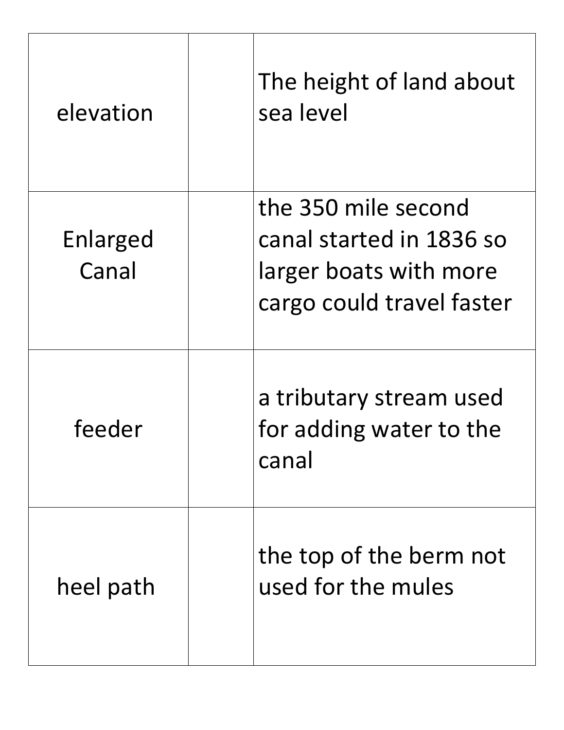| | | |
|---|---|---|
| elevation | | The height of land about sea level |
| Enlarged Canal | | the 350 mile second canal started in 1836 so larger boats with more cargo could travel faster |
| feeder | | a tributary stream used for adding water to the canal |
| heel path | | the top of the berm not used for the mules |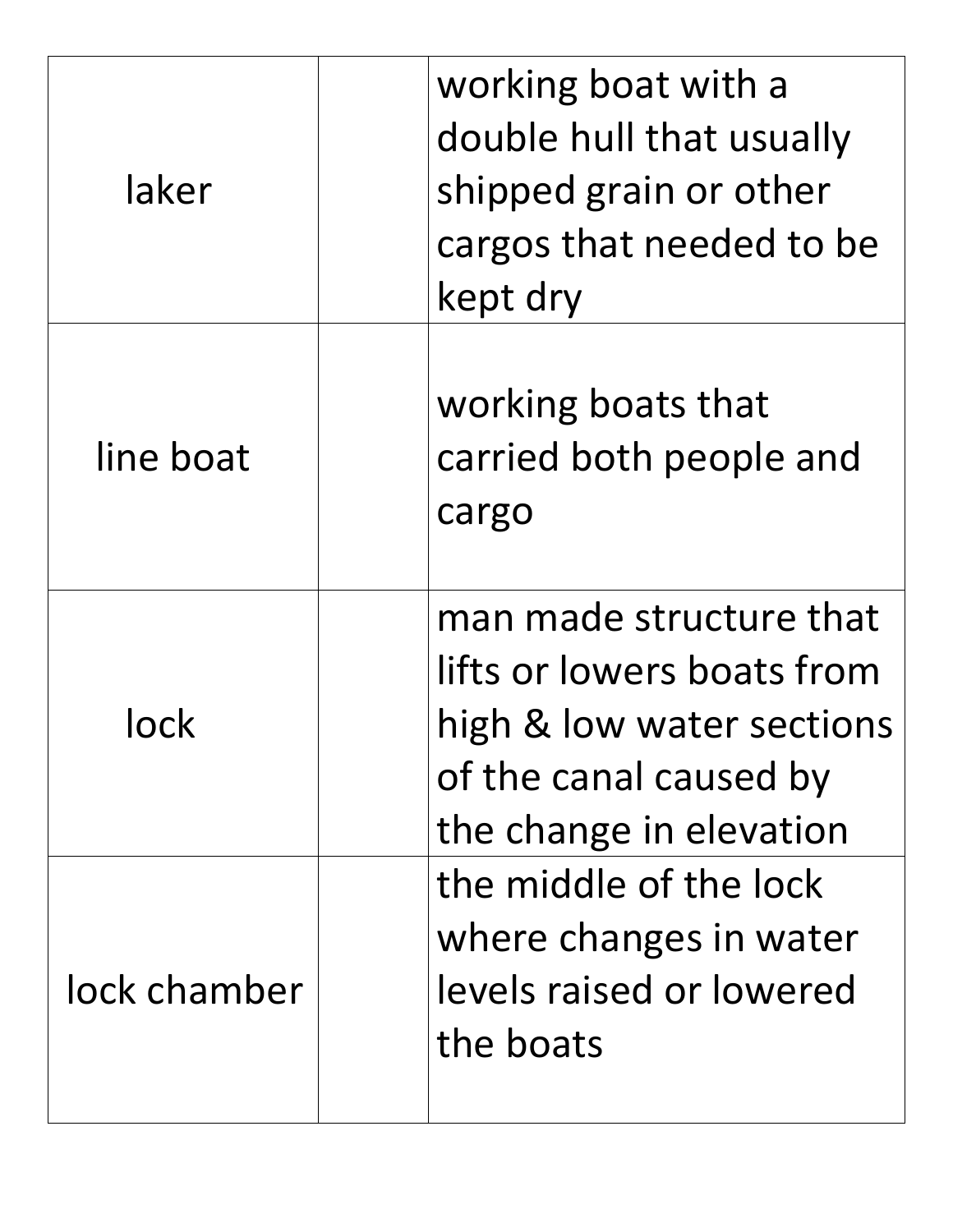| | | |
|---|---|---|
| laker | | working boat with a double hull that usually shipped grain or other cargos that needed to be kept dry |
| line boat | | working boats that carried both people and cargo |
| lock | | man made structure that lifts or lowers boats from high & low water sections of the canal caused by the change in elevation |
| lock chamber | | the middle of the lock where changes in water levels raised or lowered the boats |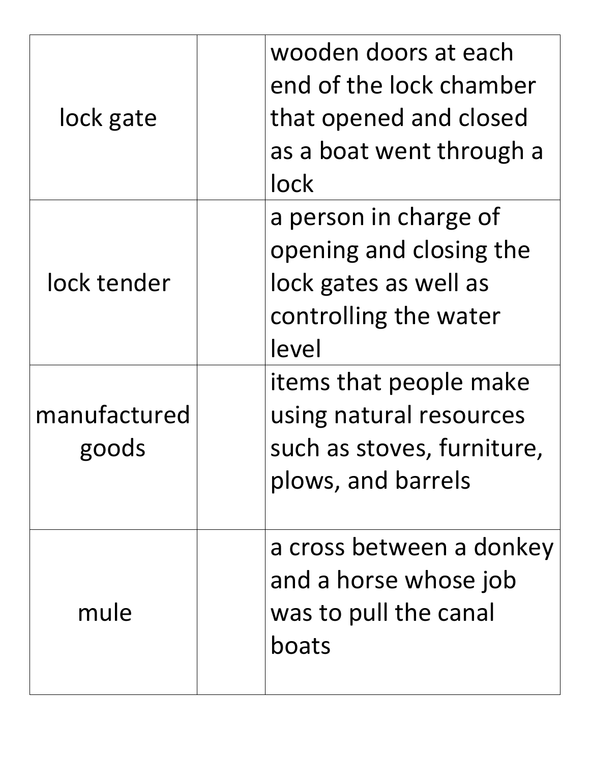| | | |
|---|---|---|
| lock gate | | wooden doors at each end of the lock chamber that opened and closed as a boat went through a lock |
| lock tender | | a person in charge of opening and closing the lock gates as well as controlling the water level |
| manufactured goods | | items that people make using natural resources such as stoves, furniture, plows, and barrels |
| mule | | a cross between a donkey and a horse whose job was to pull the canal boats |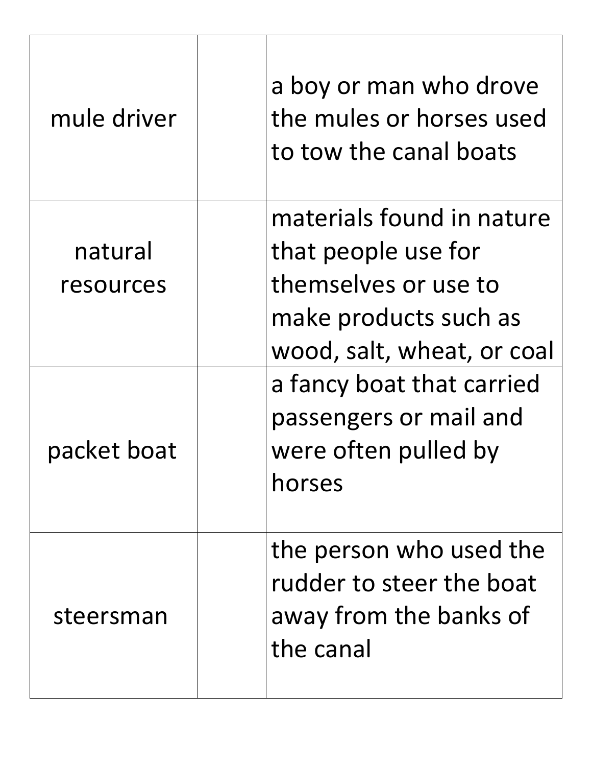| | | |
|---|---|---|
| mule driver | | a boy or man who drove the mules or horses used to tow the canal boats |
| natural resources | | materials found in nature that people use for themselves or use to make products such as wood, salt, wheat, or coal |
| packet boat | | a fancy boat that carried passengers or mail and were often pulled by horses |
| steersman | | the person who used the rudder to steer the boat away from the banks of the canal |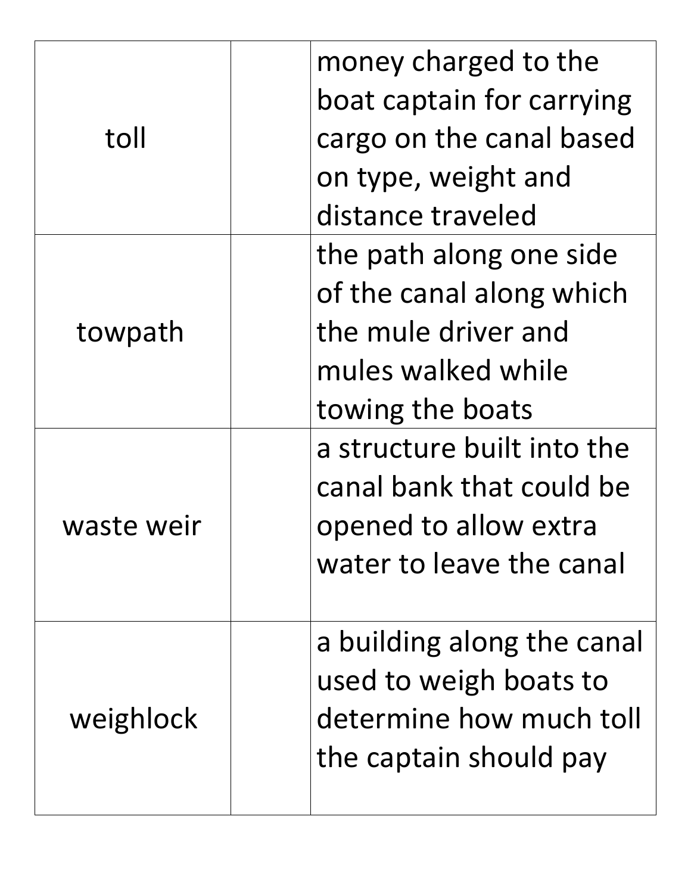| | | |
|---|---|---|
| toll | | money charged to the boat captain for carrying cargo on the canal based on type, weight and distance traveled |
| towpath | | the path along one side of the canal along which the mule driver and mules walked while towing the boats |
| waste weir | | a structure built into the canal bank that could be opened to allow extra water to leave the canal |
| weighlock | | a building along the canal used to weigh boats to determine how much toll the captain should pay |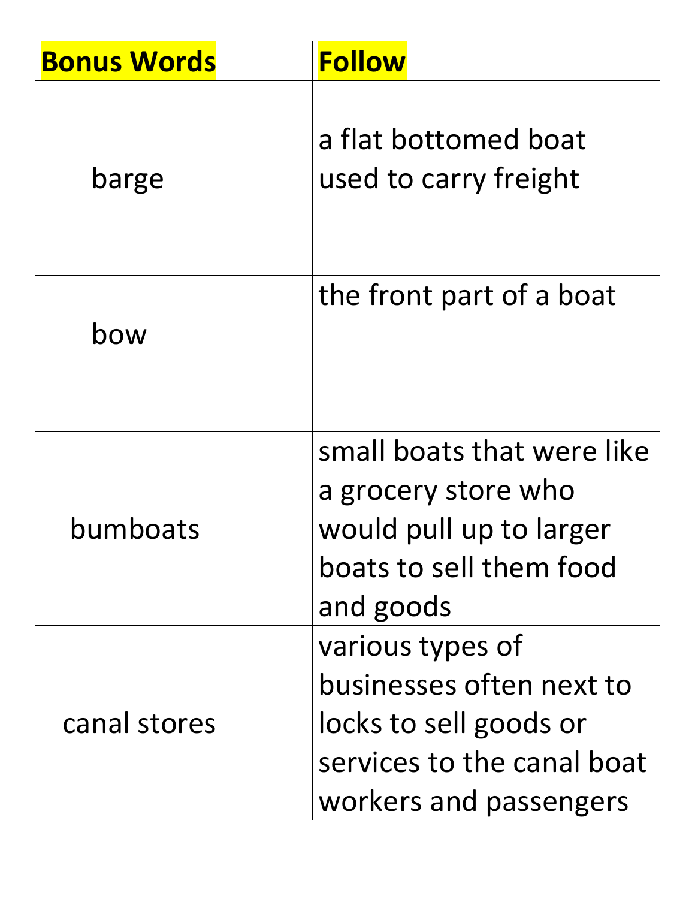| **Bonus Words** | | **Follow** |
|---|---|---|
| barge | | a flat bottomed boat used to carry freight |
| bow | | the front part of a boat |
| bumboats | | small boats that were like a grocery store who would pull up to larger boats to sell them food and goods |
| canal stores | | various types of businesses often next to locks to sell goods or services to the canal boat workers and passengers |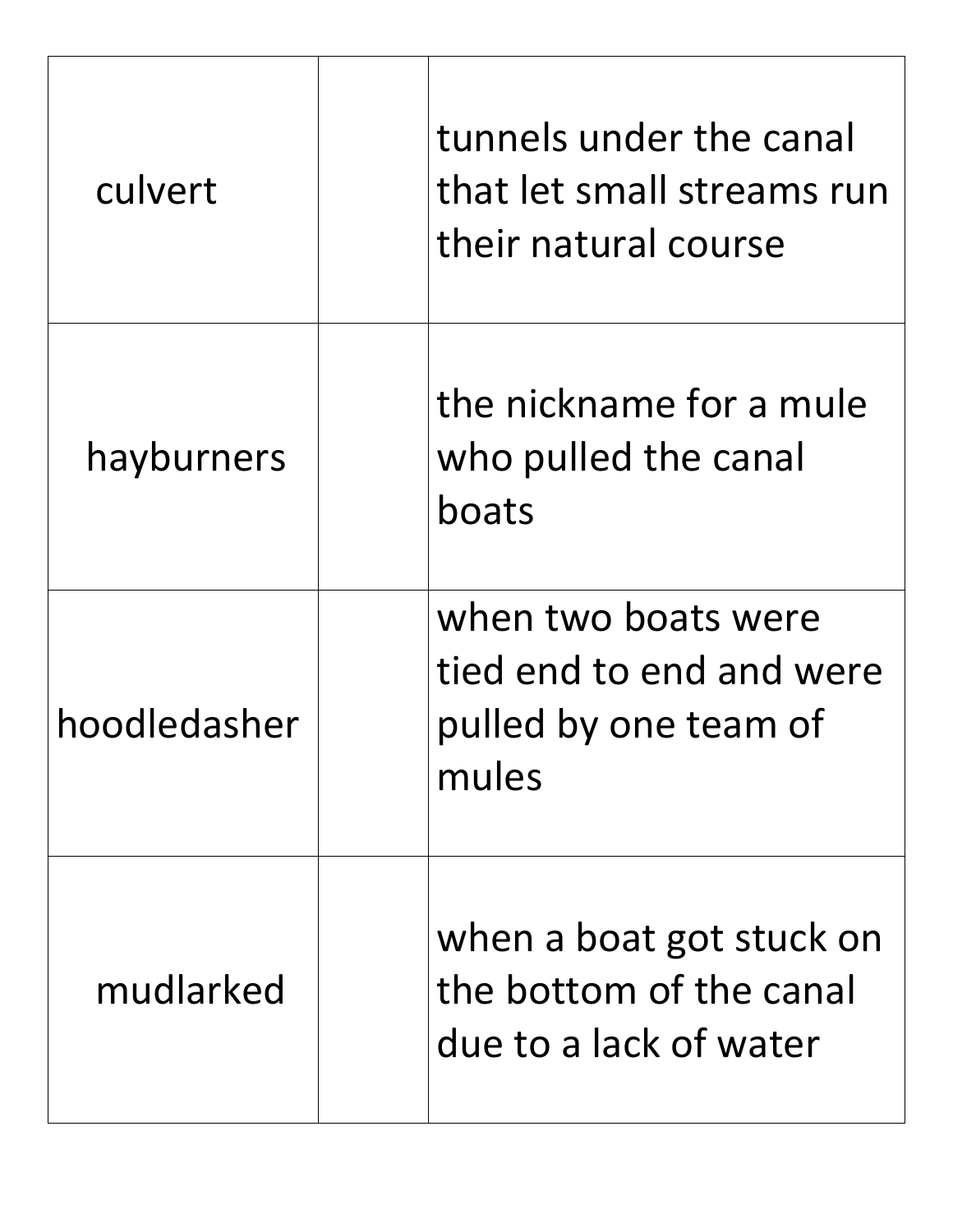| | | |
|---|---|---|
| culvert | | tunnels under the canal that let small streams run their natural course |
| hayburners | | the nickname for a mule who pulled the canal boats |
| hoodledasher | | when two boats were tied end to end and were pulled by one team of mules |
| mudlarked | | when a boat got stuck on the bottom of the canal due to a lack of water |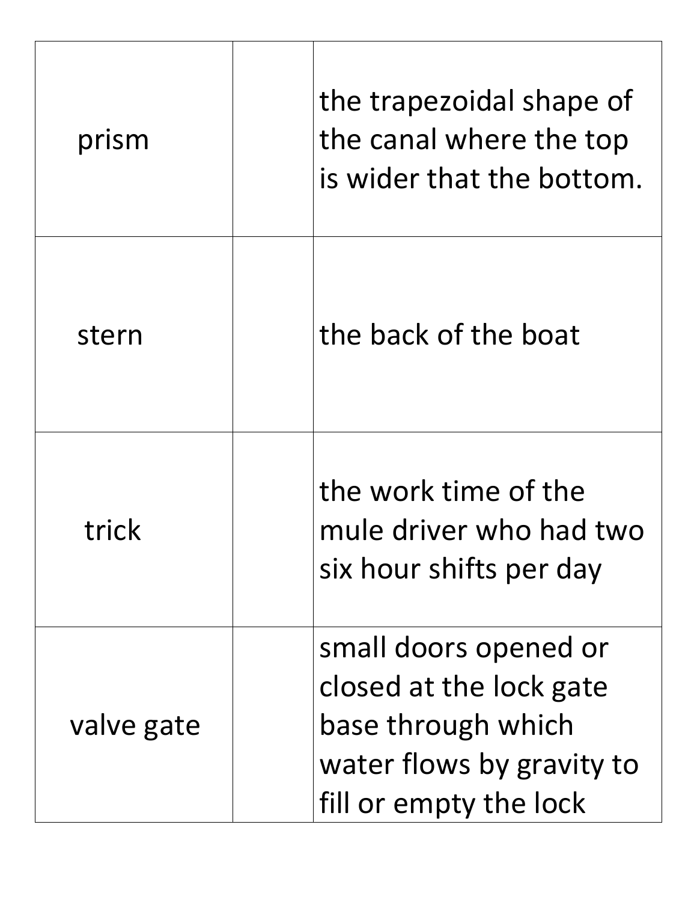| | | |
|---|---|---|
| prism | | the trapezoidal shape of the canal where the top is wider that the bottom. |
| stern | | the back of the boat |
| trick | | the work time of the mule driver who had two six hour shifts per day |
| valve gate | | small doors opened or closed at the lock gate base through which water flows by gravity to fill or empty the lock |